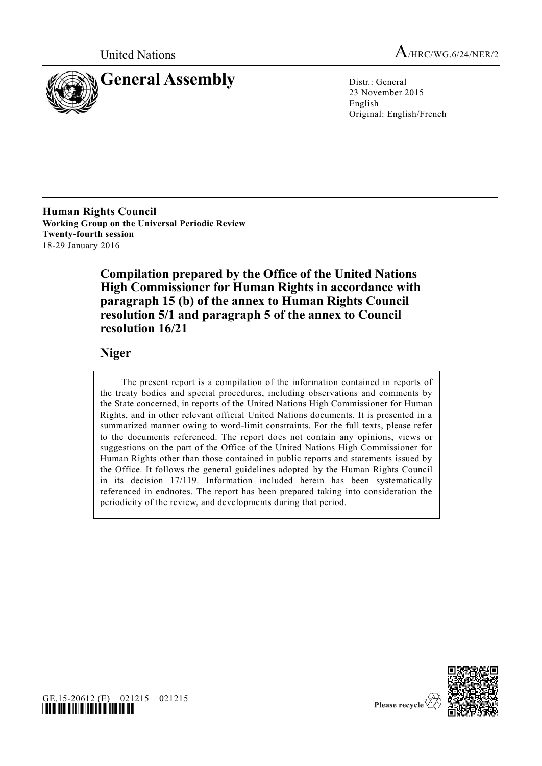United Nations

A/HRC/WG.6/24/NER/2

# General Assembly

Distr.: General
23 November 2015
English
Original: English/French

**Human Rights Council**
**Working Group on the Universal Periodic Review**
**Twenty-fourth session**
18-29 January 2016

## Compilation prepared by the Office of the United Nations High Commissioner for Human Rights in accordance with paragraph 15 (b) of the annex to Human Rights Council resolution 5/1 and paragraph 5 of the annex to Council resolution 16/21

## Niger

The present report is a compilation of the information contained in reports of the treaty bodies and special procedures, including observations and comments by the State concerned, in reports of the United Nations High Commissioner for Human Rights, and in other relevant official United Nations documents. It is presented in a summarized manner owing to word-limit constraints. For the full texts, please refer to the documents referenced. The report does not contain any opinions, views or suggestions on the part of the Office of the United Nations High Commissioner for Human Rights other than those contained in public reports and statements issued by the Office. It follows the general guidelines adopted by the Human Rights Council in its decision 17/119. Information included herein has been systematically referenced in endnotes. The report has been prepared taking into consideration the periodicity of the review, and developments during that period.

GE.15-20612 (E) 021215 021215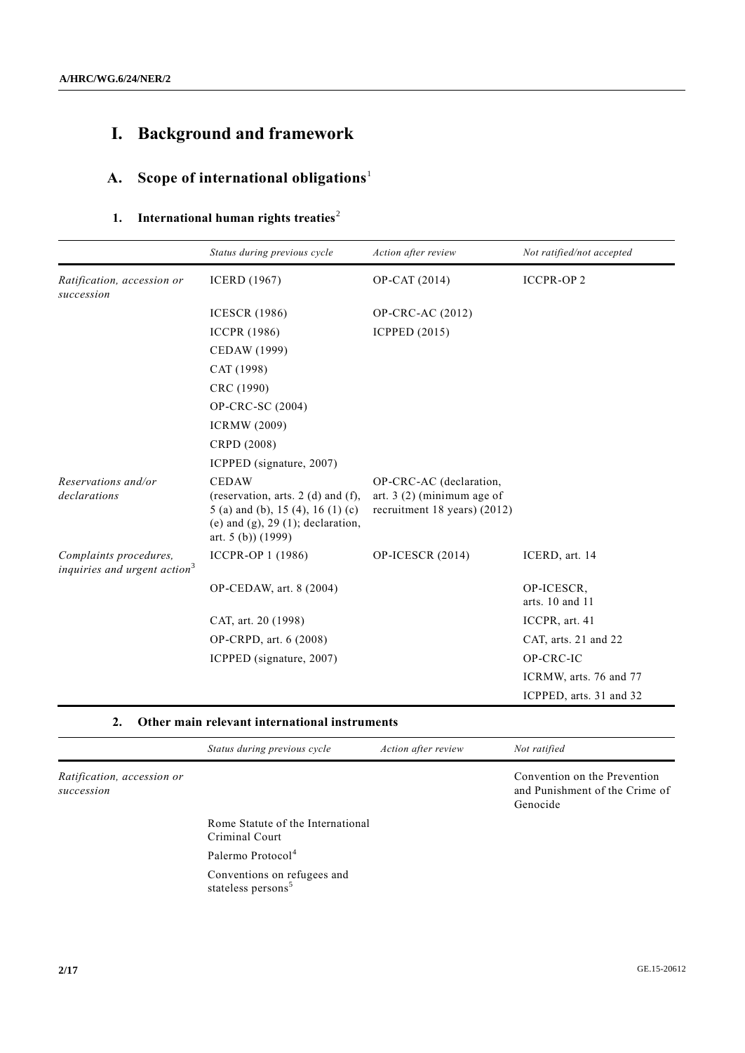# I. Background and framework

## A. Scope of international obligations[1]

### 1. International human rights treaties[2]

| | *Status during previous cycle* | *Action after review* | *Not ratified/not accepted* |
|---|---|---|---|
| *Ratification, accession or succession* | ICERD (1967) | OP-CAT (2014) | ICCPR-OP 2 |
| | ICESCR (1986) | OP-CRC-AC (2012) | |
| | ICCPR (1986) | ICPPED (2015) | |
| | CEDAW (1999) | | |
| | CAT (1998) | | |
| | CRC (1990) | | |
| | OP-CRC-SC (2004) | | |
| | ICRMW (2009) | | |
| | CRPD (2008) | | |
| | ICPPED (signature, 2007) | | |
| *Reservations and/or declarations* | CEDAW (reservation, arts. 2 (d) and (f), 5 (a) and (b), 15 (4), 16 (1) (c) (e) and (g), 29 (1); declaration, art. 5 (b)) (1999) | OP-CRC-AC (declaration, art. 3 (2) (minimum age of recruitment 18 years) (2012) | |
| *Complaints procedures, inquiries and urgent action*[3] | ICCPR-OP 1 (1986) | OP-ICESCR (2014) | ICERD, art. 14 |
| | OP-CEDAW, art. 8 (2004) | | OP-ICESCR, arts. 10 and 11 |
| | CAT, art. 20 (1998) | | ICCPR, art. 41 |
| | OP-CRPD, art. 6 (2008) | | CAT, arts. 21 and 22 |
| | ICPPED (signature, 2007) | | OP-CRC-IC |
| | | | ICRMW, arts. 76 and 77 |
| | | | ICPPED, arts. 31 and 32 |

### 2. Other main relevant international instruments

| | *Status during previous cycle* | *Action after review* | *Not ratified* |
|---|---|---|---|
| *Ratification, accession or succession* | | | Convention on the Prevention and Punishment of the Crime of Genocide |
| | Rome Statute of the International Criminal Court | | |
| | Palermo Protocol[4] | | |
| | Conventions on refugees and stateless persons[5] | | |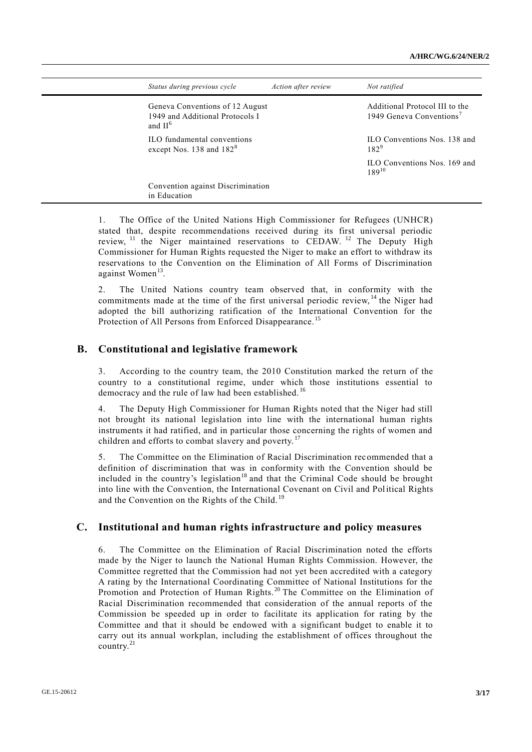| Status during previous cycle | Action after review | Not ratified |
|---|---|---|
| Geneva Conventions of 12 August 1949 and Additional Protocols I and II[6] | | Additional Protocol III to the 1949 Geneva Conventions[7] |
| ILO fundamental conventions except Nos. 138 and 182[8] | | ILO Conventions Nos. 138 and 182[9] |
| | | ILO Conventions Nos. 169 and 189[10] |
| Convention against Discrimination in Education | | |

1. The Office of the United Nations High Commissioner for Refugees (UNHCR) stated that, despite recommendations received during its first universal periodic review,[11] the Niger maintained reservations to CEDAW.[12] The Deputy High Commissioner for Human Rights requested the Niger to make an effort to withdraw its reservations to the Convention on the Elimination of All Forms of Discrimination against Women[13].

2. The United Nations country team observed that, in conformity with the commitments made at the time of the first universal periodic review,[14] the Niger had adopted the bill authorizing ratification of the International Convention for the Protection of All Persons from Enforced Disappearance.[15]

## B. Constitutional and legislative framework

3. According to the country team, the 2010 Constitution marked the return of the country to a constitutional regime, under which those institutions essential to democracy and the rule of law had been established.[16]

4. The Deputy High Commissioner for Human Rights noted that the Niger had still not brought its national legislation into line with the international human rights instruments it had ratified, and in particular those concerning the rights of women and children and efforts to combat slavery and poverty.[17]

5. The Committee on the Elimination of Racial Discrimination recommended that a definition of discrimination that was in conformity with the Convention should be included in the country's legislation[18] and that the Criminal Code should be brought into line with the Convention, the International Covenant on Civil and Political Rights and the Convention on the Rights of the Child.[19]

## C. Institutional and human rights infrastructure and policy measures

6. The Committee on the Elimination of Racial Discrimination noted the efforts made by the Niger to launch the National Human Rights Commission. However, the Committee regretted that the Commission had not yet been accredited with a category A rating by the International Coordinating Committee of National Institutions for the Promotion and Protection of Human Rights.[20] The Committee on the Elimination of Racial Discrimination recommended that consideration of the annual reports of the Commission be speeded up in order to facilitate its application for rating by the Committee and that it should be endowed with a significant budget to enable it to carry out its annual workplan, including the establishment of offices throughout the country.[21]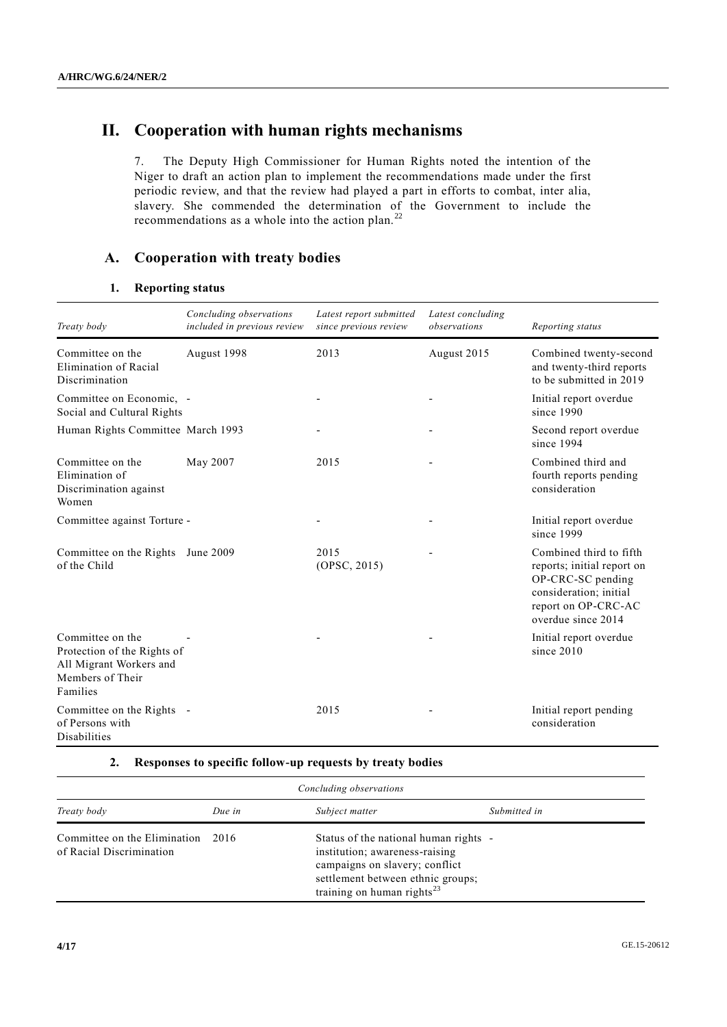# II. Cooperation with human rights mechanisms

7. The Deputy High Commissioner for Human Rights noted the intention of the Niger to draft an action plan to implement the recommendations made under the first periodic review, and that the review had played a part in efforts to combat, inter alia, slavery. She commended the determination of the Government to include the recommendations as a whole into the action plan.[22]

## A. Cooperation with treaty bodies

### 1. Reporting status

| *Treaty body* | *Concluding observations included in previous review* | *Latest report submitted since previous review* | *Latest concluding observations* | *Reporting status* |
|---|---|---|---|---|
| Committee on the Elimination of Racial Discrimination | August 1998 | 2013 | August 2015 | Combined twenty-second and twenty-third reports to be submitted in 2019 |
| Committee on Economic, Social and Cultural Rights | - | - | - | Initial report overdue since 1990 |
| Human Rights Committee | March 1993 | - | - | Second report overdue since 1994 |
| Committee on the Elimination of Discrimination against Women | May 2007 | 2015 | - | Combined third and fourth reports pending consideration |
| Committee against Torture | - | - | - | Initial report overdue since 1999 |
| Committee on the Rights of the Child | June 2009 | 2015 (OPSC, 2015) | - | Combined third to fifth reports; initial report on OP-CRC-SC pending consideration; initial report on OP-CRC-AC overdue since 2014 |
| Committee on the Protection of the Rights of All Migrant Workers and Members of Their Families | - | - | - | Initial report overdue since 2010 |
| Committee on the Rights of Persons with Disabilities | - | 2015 | - | Initial report pending consideration |

### 2. Responses to specific follow-up requests by treaty bodies

| | | *Concluding observations* | |
|---|---|---|---|
| *Treaty body* | *Due in* | *Subject matter* | *Submitted in* |
| Committee on the Elimination of Racial Discrimination | 2016 | Status of the national human rights institution; awareness-raising campaigns on slavery; conflict settlement between ethnic groups; training on human rights[23] | - |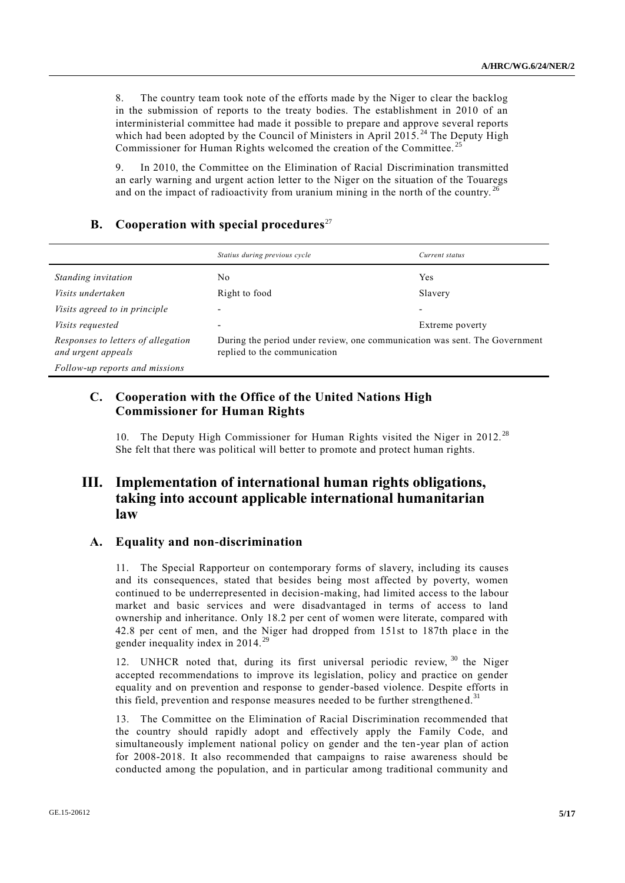8. The country team took note of the efforts made by the Niger to clear the backlog in the submission of reports to the treaty bodies. The establishment in 2010 of an interministerial committee had made it possible to prepare and approve several reports which had been adopted by the Council of Ministers in April 2015.[24] The Deputy High Commissioner for Human Rights welcomed the creation of the Committee.[25]

9. In 2010, the Committee on the Elimination of Racial Discrimination transmitted an early warning and urgent action letter to the Niger on the situation of the Touaregs and on the impact of radioactivity from uranium mining in the north of the country.[26]

## B. Cooperation with special procedures[27]

| | *Status during previous cycle* | *Current status* |
|---|---|---|
| *Standing invitation* | No | Yes |
| *Visits undertaken* | Right to food | Slavery |
| *Visits agreed to in principle* | - | - |
| *Visits requested* | - | Extreme poverty |
| *Responses to letters of allegation and urgent appeals* | During the period under review, one communication was sent. The Government replied to the communication | |
| *Follow-up reports and missions* | | |

## C. Cooperation with the Office of the United Nations High Commissioner for Human Rights

10. The Deputy High Commissioner for Human Rights visited the Niger in 2012.[28] She felt that there was political will better to promote and protect human rights.

# III. Implementation of international human rights obligations, taking into account applicable international humanitarian law

## A. Equality and non-discrimination

11. The Special Rapporteur on contemporary forms of slavery, including its causes and its consequences, stated that besides being most affected by poverty, women continued to be underrepresented in decision-making, had limited access to the labour market and basic services and were disadvantaged in terms of access to land ownership and inheritance. Only 18.2 per cent of women were literate, compared with 42.8 per cent of men, and the Niger had dropped from 151st to 187th place in the gender inequality index in 2014.[29]

12. UNHCR noted that, during its first universal periodic review,[30] the Niger accepted recommendations to improve its legislation, policy and practice on gender equality and on prevention and response to gender-based violence. Despite efforts in this field, prevention and response measures needed to be further strengthened.[31]

13. The Committee on the Elimination of Racial Discrimination recommended that the country should rapidly adopt and effectively apply the Family Code, and simultaneously implement national policy on gender and the ten-year plan of action for 2008-2018. It also recommended that campaigns to raise awareness should be conducted among the population, and in particular among traditional community and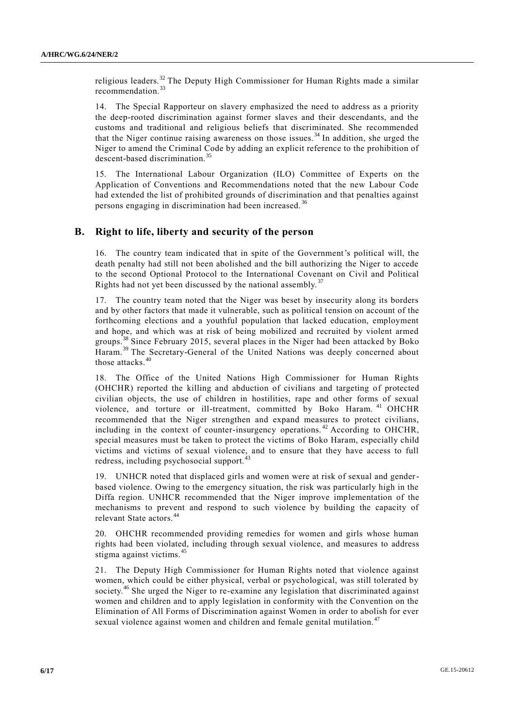religious leaders.[32] The Deputy High Commissioner for Human Rights made a similar recommendation.[33]

14. The Special Rapporteur on slavery emphasized the need to address as a priority the deep-rooted discrimination against former slaves and their descendants, and the customs and traditional and religious beliefs that discriminated. She recommended that the Niger continue raising awareness on those issues.[34] In addition, she urged the Niger to amend the Criminal Code by adding an explicit reference to the prohibition of descent-based discrimination.[35]

15. The International Labour Organization (ILO) Committee of Experts on the Application of Conventions and Recommendations noted that the new Labour Code had extended the list of prohibited grounds of discrimination and that penalties against persons engaging in discrimination had been increased.[36]

## B. Right to life, liberty and security of the person

16. The country team indicated that in spite of the Government's political will, the death penalty had still not been abolished and the bill authorizing the Niger to accede to the second Optional Protocol to the International Covenant on Civil and Political Rights had not yet been discussed by the national assembly.[37]

17. The country team noted that the Niger was beset by insecurity along its borders and by other factors that made it vulnerable, such as political tension on account of the forthcoming elections and a youthful population that lacked education, employment and hope, and which was at risk of being mobilized and recruited by violent armed groups.[38] Since February 2015, several places in the Niger had been attacked by Boko Haram.[39] The Secretary-General of the United Nations was deeply concerned about those attacks.[40]

18. The Office of the United Nations High Commissioner for Human Rights (OHCHR) reported the killing and abduction of civilians and targeting of protected civilian objects, the use of children in hostilities, rape and other forms of sexual violence, and torture or ill-treatment, committed by Boko Haram.[41] OHCHR recommended that the Niger strengthen and expand measures to protect civilians, including in the context of counter-insurgency operations.[42] According to OHCHR, special measures must be taken to protect the victims of Boko Haram, especially child victims and victims of sexual violence, and to ensure that they have access to full redress, including psychosocial support.[43]

19. UNHCR noted that displaced girls and women were at risk of sexual and gender-based violence. Owing to the emergency situation, the risk was particularly high in the Diffa region. UNHCR recommended that the Niger improve implementation of the mechanisms to prevent and respond to such violence by building the capacity of relevant State actors.[44]

20. OHCHR recommended providing remedies for women and girls whose human rights had been violated, including through sexual violence, and measures to address stigma against victims.[45]

21. The Deputy High Commissioner for Human Rights noted that violence against women, which could be either physical, verbal or psychological, was still tolerated by society.[46] She urged the Niger to re-examine any legislation that discriminated against women and children and to apply legislation in conformity with the Convention on the Elimination of All Forms of Discrimination against Women in order to abolish for ever sexual violence against women and children and female genital mutilation.[47]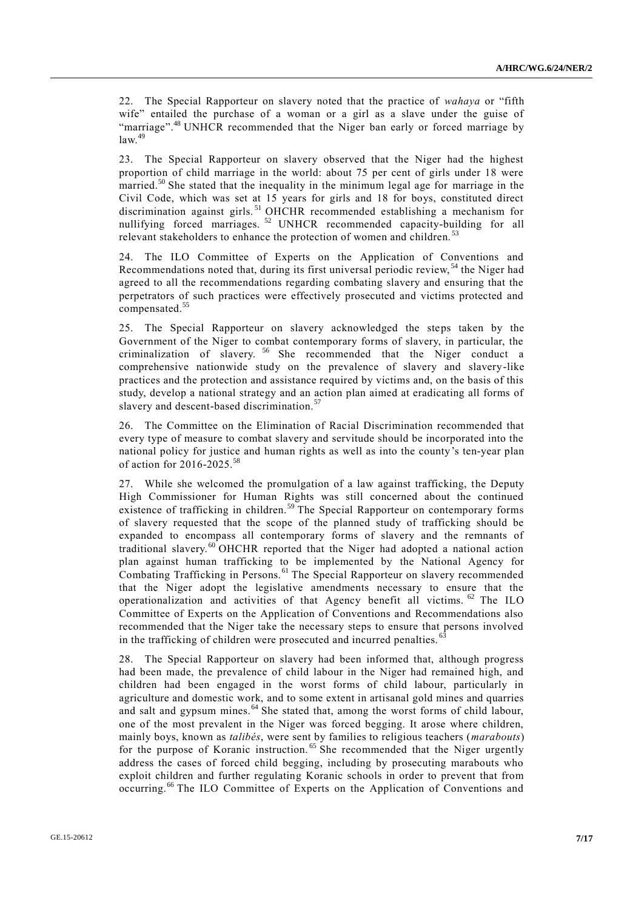22. The Special Rapporteur on slavery noted that the practice of *wahaya* or "fifth wife" entailed the purchase of a woman or a girl as a slave under the guise of "marriage".[48] UNHCR recommended that the Niger ban early or forced marriage by law.[49]

23. The Special Rapporteur on slavery observed that the Niger had the highest proportion of child marriage in the world: about 75 per cent of girls under 18 were married.[50] She stated that the inequality in the minimum legal age for marriage in the Civil Code, which was set at 15 years for girls and 18 for boys, constituted direct discrimination against girls.[51] OHCHR recommended establishing a mechanism for nullifying forced marriages.[52] UNHCR recommended capacity-building for all relevant stakeholders to enhance the protection of women and children.[53]

24. The ILO Committee of Experts on the Application of Conventions and Recommendations noted that, during its first universal periodic review,[54] the Niger had agreed to all the recommendations regarding combating slavery and ensuring that the perpetrators of such practices were effectively prosecuted and victims protected and compensated.[55]

25. The Special Rapporteur on slavery acknowledged the steps taken by the Government of the Niger to combat contemporary forms of slavery, in particular, the criminalization of slavery.[56] She recommended that the Niger conduct a comprehensive nationwide study on the prevalence of slavery and slavery-like practices and the protection and assistance required by victims and, on the basis of this study, develop a national strategy and an action plan aimed at eradicating all forms of slavery and descent-based discrimination.[57]

26. The Committee on the Elimination of Racial Discrimination recommended that every type of measure to combat slavery and servitude should be incorporated into the national policy for justice and human rights as well as into the county's ten-year plan of action for 2016-2025.[58]

27. While she welcomed the promulgation of a law against trafficking, the Deputy High Commissioner for Human Rights was still concerned about the continued existence of trafficking in children.[59] The Special Rapporteur on contemporary forms of slavery requested that the scope of the planned study of trafficking should be expanded to encompass all contemporary forms of slavery and the remnants of traditional slavery.[60] OHCHR reported that the Niger had adopted a national action plan against human trafficking to be implemented by the National Agency for Combating Trafficking in Persons.[61] The Special Rapporteur on slavery recommended that the Niger adopt the legislative amendments necessary to ensure that the operationalization and activities of that Agency benefit all victims.[62] The ILO Committee of Experts on the Application of Conventions and Recommendations also recommended that the Niger take the necessary steps to ensure that persons involved in the trafficking of children were prosecuted and incurred penalties.[63]

28. The Special Rapporteur on slavery had been informed that, although progress had been made, the prevalence of child labour in the Niger had remained high, and children had been engaged in the worst forms of child labour, particularly in agriculture and domestic work, and to some extent in artisanal gold mines and quarries and salt and gypsum mines.[64] She stated that, among the worst forms of child labour, one of the most prevalent in the Niger was forced begging. It arose where children, mainly boys, known as *talibés*, were sent by families to religious teachers (*marabouts*) for the purpose of Koranic instruction.[65] She recommended that the Niger urgently address the cases of forced child begging, including by prosecuting marabouts who exploit children and further regulating Koranic schools in order to prevent that from occurring.[66] The ILO Committee of Experts on the Application of Conventions and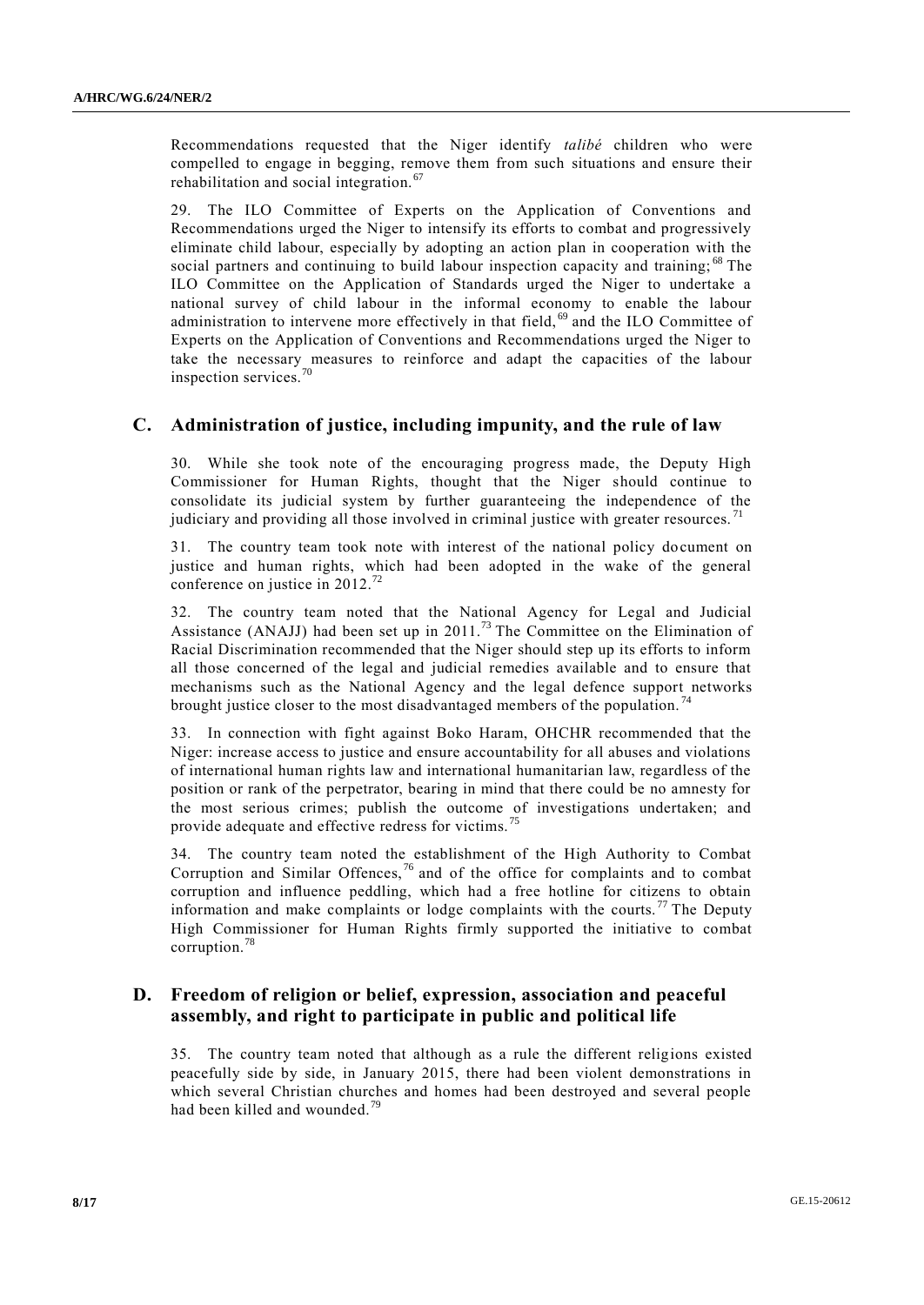Recommendations requested that the Niger identify *talibé* children who were compelled to engage in begging, remove them from such situations and ensure their rehabilitation and social integration.[67]

29. The ILO Committee of Experts on the Application of Conventions and Recommendations urged the Niger to intensify its efforts to combat and progressively eliminate child labour, especially by adopting an action plan in cooperation with the social partners and continuing to build labour inspection capacity and training;[68] The ILO Committee on the Application of Standards urged the Niger to undertake a national survey of child labour in the informal economy to enable the labour administration to intervene more effectively in that field,[69] and the ILO Committee of Experts on the Application of Conventions and Recommendations urged the Niger to take the necessary measures to reinforce and adapt the capacities of the labour inspection services.[70]

## C. Administration of justice, including impunity, and the rule of law

30. While she took note of the encouraging progress made, the Deputy High Commissioner for Human Rights, thought that the Niger should continue to consolidate its judicial system by further guaranteeing the independence of the judiciary and providing all those involved in criminal justice with greater resources.[71]

31. The country team took note with interest of the national policy document on justice and human rights, which had been adopted in the wake of the general conference on justice in 2012.[72]

32. The country team noted that the National Agency for Legal and Judicial Assistance (ANAJJ) had been set up in 2011.[73] The Committee on the Elimination of Racial Discrimination recommended that the Niger should step up its efforts to inform all those concerned of the legal and judicial remedies available and to ensure that mechanisms such as the National Agency and the legal defence support networks brought justice closer to the most disadvantaged members of the population.[74]

33. In connection with fight against Boko Haram, OHCHR recommended that the Niger: increase access to justice and ensure accountability for all abuses and violations of international human rights law and international humanitarian law, regardless of the position or rank of the perpetrator, bearing in mind that there could be no amnesty for the most serious crimes; publish the outcome of investigations undertaken; and provide adequate and effective redress for victims.[75]

34. The country team noted the establishment of the High Authority to Combat Corruption and Similar Offences,[76] and of the office for complaints and to combat corruption and influence peddling, which had a free hotline for citizens to obtain information and make complaints or lodge complaints with the courts.[77] The Deputy High Commissioner for Human Rights firmly supported the initiative to combat corruption.[78]

## D. Freedom of religion or belief, expression, association and peaceful assembly, and right to participate in public and political life

35. The country team noted that although as a rule the different religions existed peacefully side by side, in January 2015, there had been violent demonstrations in which several Christian churches and homes had been destroyed and several people had been killed and wounded.[79]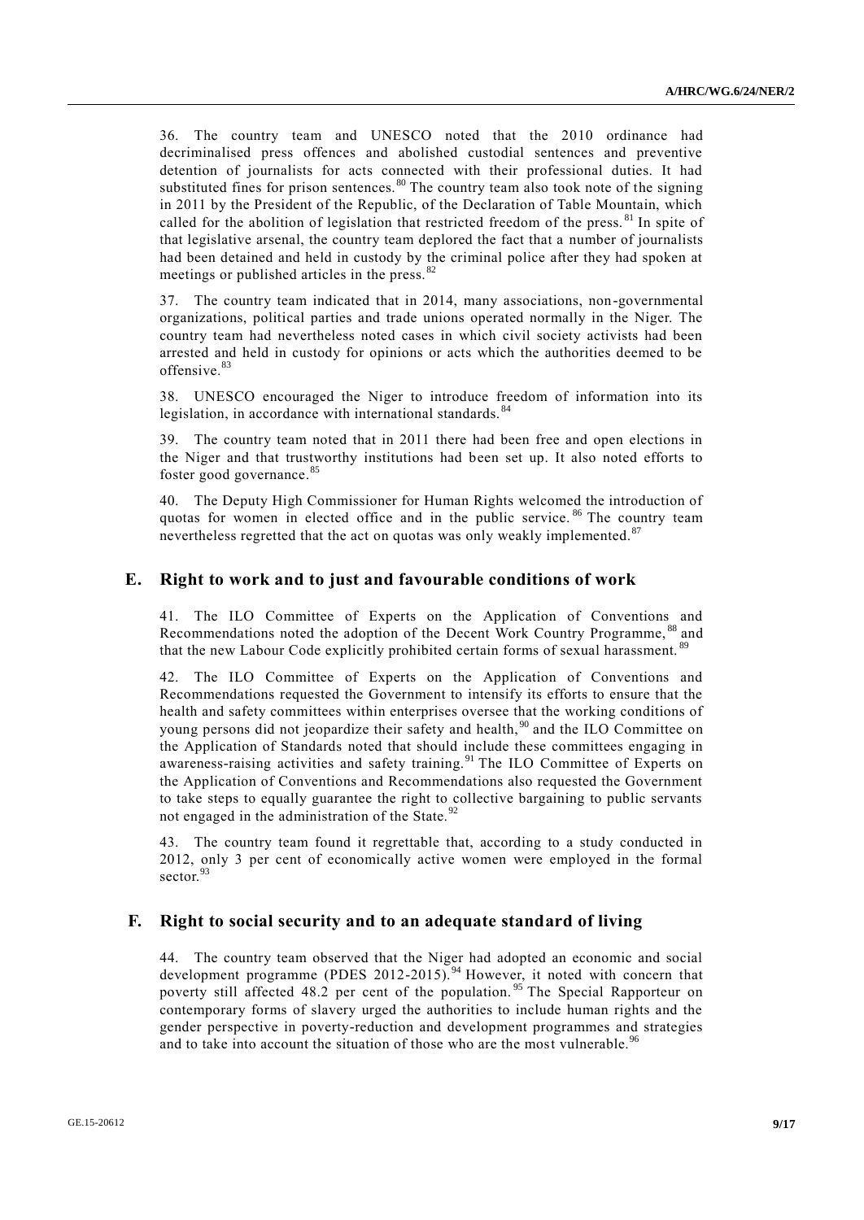36. The country team and UNESCO noted that the 2010 ordinance had decriminalised press offences and abolished custodial sentences and preventive detention of journalists for acts connected with their professional duties. It had substituted fines for prison sentences.[80] The country team also took note of the signing in 2011 by the President of the Republic, of the Declaration of Table Mountain, which called for the abolition of legislation that restricted freedom of the press.[81] In spite of that legislative arsenal, the country team deplored the fact that a number of journalists had been detained and held in custody by the criminal police after they had spoken at meetings or published articles in the press.[82]

37. The country team indicated that in 2014, many associations, non-governmental organizations, political parties and trade unions operated normally in the Niger. The country team had nevertheless noted cases in which civil society activists had been arrested and held in custody for opinions or acts which the authorities deemed to be offensive.[83]

38. UNESCO encouraged the Niger to introduce freedom of information into its legislation, in accordance with international standards.[84]

39. The country team noted that in 2011 there had been free and open elections in the Niger and that trustworthy institutions had been set up. It also noted efforts to foster good governance.[85]

40. The Deputy High Commissioner for Human Rights welcomed the introduction of quotas for women in elected office and in the public service.[86] The country team nevertheless regretted that the act on quotas was only weakly implemented.[87]

## E. Right to work and to just and favourable conditions of work

41. The ILO Committee of Experts on the Application of Conventions and Recommendations noted the adoption of the Decent Work Country Programme,[88] and that the new Labour Code explicitly prohibited certain forms of sexual harassment.[89]

42. The ILO Committee of Experts on the Application of Conventions and Recommendations requested the Government to intensify its efforts to ensure that the health and safety committees within enterprises oversee that the working conditions of young persons did not jeopardize their safety and health,[90] and the ILO Committee on the Application of Standards noted that should include these committees engaging in awareness-raising activities and safety training.[91] The ILO Committee of Experts on the Application of Conventions and Recommendations also requested the Government to take steps to equally guarantee the right to collective bargaining to public servants not engaged in the administration of the State.[92]

43. The country team found it regrettable that, according to a study conducted in 2012, only 3 per cent of economically active women were employed in the formal sector.[93]

## F. Right to social security and to an adequate standard of living

44. The country team observed that the Niger had adopted an economic and social development programme (PDES 2012-2015).[94] However, it noted with concern that poverty still affected 48.2 per cent of the population.[95] The Special Rapporteur on contemporary forms of slavery urged the authorities to include human rights and the gender perspective in poverty-reduction and development programmes and strategies and to take into account the situation of those who are the most vulnerable.[96]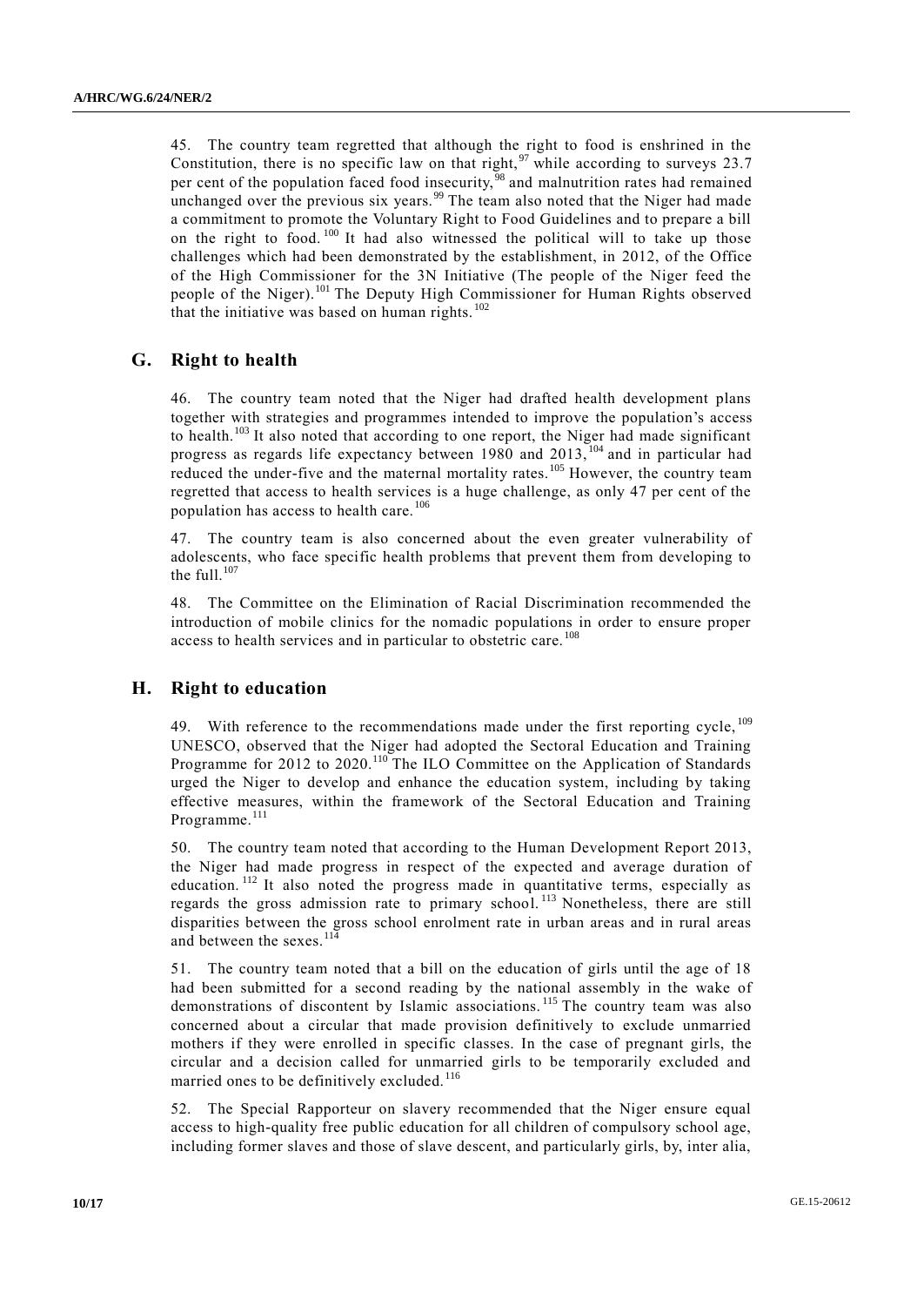45. The country team regretted that although the right to food is enshrined in the Constitution, there is no specific law on that right,[97] while according to surveys 23.7 per cent of the population faced food insecurity,[98] and malnutrition rates had remained unchanged over the previous six years.[99] The team also noted that the Niger had made a commitment to promote the Voluntary Right to Food Guidelines and to prepare a bill on the right to food.[100] It had also witnessed the political will to take up those challenges which had been demonstrated by the establishment, in 2012, of the Office of the High Commissioner for the 3N Initiative (The people of the Niger feed the people of the Niger).[101] The Deputy High Commissioner for Human Rights observed that the initiative was based on human rights.[102]

## G. Right to health

46. The country team noted that the Niger had drafted health development plans together with strategies and programmes intended to improve the population's access to health.[103] It also noted that according to one report, the Niger had made significant progress as regards life expectancy between 1980 and 2013,[104] and in particular had reduced the under-five and the maternal mortality rates.[105] However, the country team regretted that access to health services is a huge challenge, as only 47 per cent of the population has access to health care.[106]

47. The country team is also concerned about the even greater vulnerability of adolescents, who face specific health problems that prevent them from developing to the full.[107]

48. The Committee on the Elimination of Racial Discrimination recommended the introduction of mobile clinics for the nomadic populations in order to ensure proper access to health services and in particular to obstetric care.[108]

## H. Right to education

49. With reference to the recommendations made under the first reporting cycle,[109] UNESCO, observed that the Niger had adopted the Sectoral Education and Training Programme for 2012 to 2020.[110] The ILO Committee on the Application of Standards urged the Niger to develop and enhance the education system, including by taking effective measures, within the framework of the Sectoral Education and Training Programme.[111]

50. The country team noted that according to the Human Development Report 2013, the Niger had made progress in respect of the expected and average duration of education.[112] It also noted the progress made in quantitative terms, especially as regards the gross admission rate to primary school.[113] Nonetheless, there are still disparities between the gross school enrolment rate in urban areas and in rural areas and between the sexes.[114]

51. The country team noted that a bill on the education of girls until the age of 18 had been submitted for a second reading by the national assembly in the wake of demonstrations of discontent by Islamic associations.[115] The country team was also concerned about a circular that made provision definitively to exclude unmarried mothers if they were enrolled in specific classes. In the case of pregnant girls, the circular and a decision called for unmarried girls to be temporarily excluded and married ones to be definitively excluded.[116]

52. The Special Rapporteur on slavery recommended that the Niger ensure equal access to high-quality free public education for all children of compulsory school age, including former slaves and those of slave descent, and particularly girls, by, inter alia,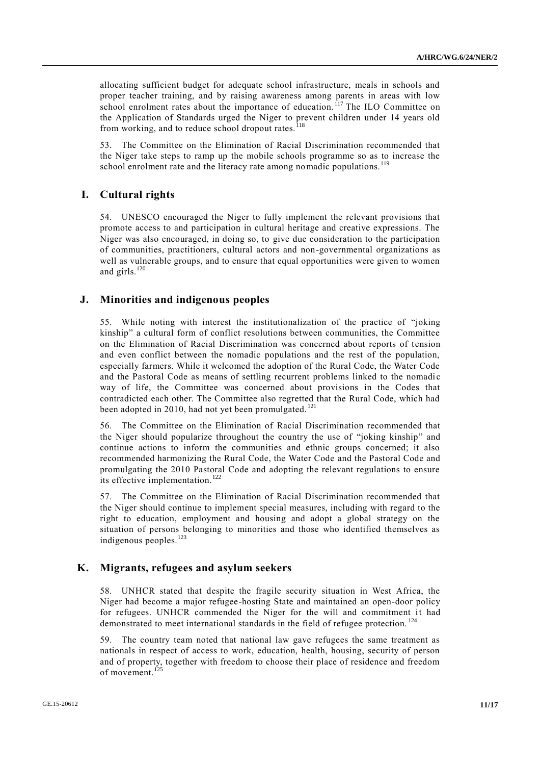allocating sufficient budget for adequate school infrastructure, meals in schools and proper teacher training, and by raising awareness among parents in areas with low school enrolment rates about the importance of education.[117] The ILO Committee on the Application of Standards urged the Niger to prevent children under 14 years old from working, and to reduce school dropout rates.[118]

53. The Committee on the Elimination of Racial Discrimination recommended that the Niger take steps to ramp up the mobile schools programme so as to increase the school enrolment rate and the literacy rate among nomadic populations.[119]

## I. Cultural rights

54. UNESCO encouraged the Niger to fully implement the relevant provisions that promote access to and participation in cultural heritage and creative expressions. The Niger was also encouraged, in doing so, to give due consideration to the participation of communities, practitioners, cultural actors and non-governmental organizations as well as vulnerable groups, and to ensure that equal opportunities were given to women and girls.[120]

## J. Minorities and indigenous peoples

55. While noting with interest the institutionalization of the practice of "joking kinship" a cultural form of conflict resolutions between communities, the Committee on the Elimination of Racial Discrimination was concerned about reports of tension and even conflict between the nomadic populations and the rest of the population, especially farmers. While it welcomed the adoption of the Rural Code, the Water Code and the Pastoral Code as means of settling recurrent problems linked to the nomadic way of life, the Committee was concerned about provisions in the Codes that contradicted each other. The Committee also regretted that the Rural Code, which had been adopted in 2010, had not yet been promulgated.[121]

56. The Committee on the Elimination of Racial Discrimination recommended that the Niger should popularize throughout the country the use of "joking kinship" and continue actions to inform the communities and ethnic groups concerned; it also recommended harmonizing the Rural Code, the Water Code and the Pastoral Code and promulgating the 2010 Pastoral Code and adopting the relevant regulations to ensure its effective implementation.[122]

57. The Committee on the Elimination of Racial Discrimination recommended that the Niger should continue to implement special measures, including with regard to the right to education, employment and housing and adopt a global strategy on the situation of persons belonging to minorities and those who identified themselves as indigenous peoples.[123]

## K. Migrants, refugees and asylum seekers

58. UNHCR stated that despite the fragile security situation in West Africa, the Niger had become a major refugee-hosting State and maintained an open-door policy for refugees. UNHCR commended the Niger for the will and commitment it had demonstrated to meet international standards in the field of refugee protection.[124]

59. The country team noted that national law gave refugees the same treatment as nationals in respect of access to work, education, health, housing, security of person and of property, together with freedom to choose their place of residence and freedom of movement.[125]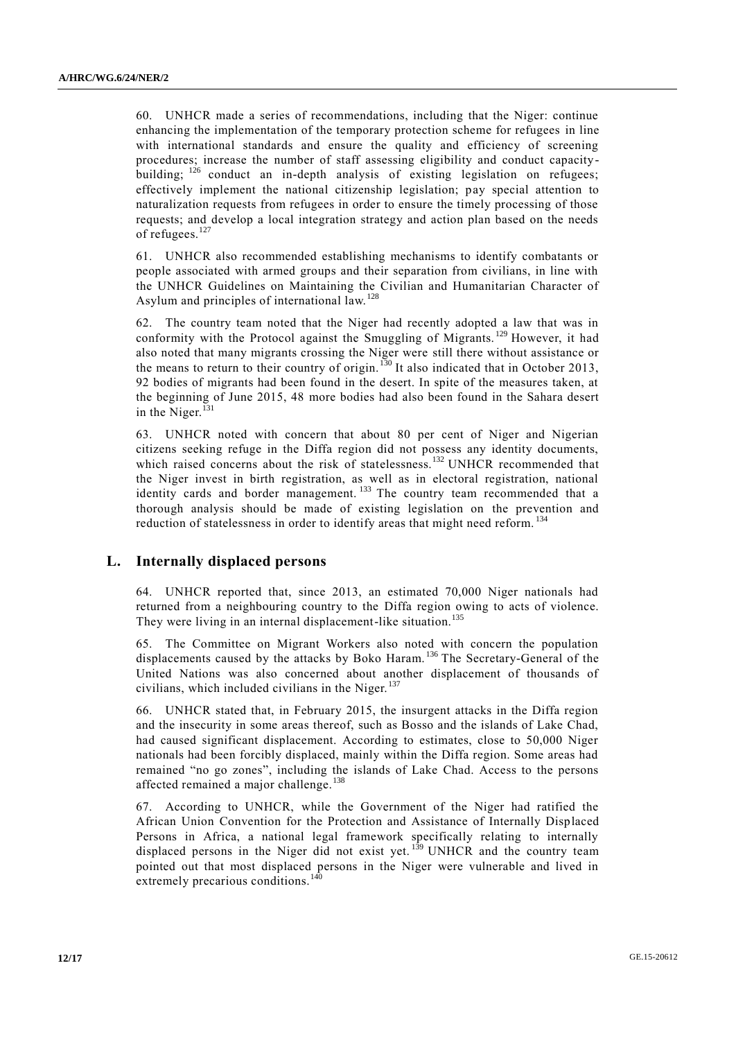60. UNHCR made a series of recommendations, including that the Niger: continue enhancing the implementation of the temporary protection scheme for refugees in line with international standards and ensure the quality and efficiency of screening procedures; increase the number of staff assessing eligibility and conduct capacity-building; [126] conduct an in-depth analysis of existing legislation on refugees; effectively implement the national citizenship legislation; pay special attention to naturalization requests from refugees in order to ensure the timely processing of those requests; and develop a local integration strategy and action plan based on the needs of refugees.[127]

61. UNHCR also recommended establishing mechanisms to identify combatants or people associated with armed groups and their separation from civilians, in line with the UNHCR Guidelines on Maintaining the Civilian and Humanitarian Character of Asylum and principles of international law.[128]

62. The country team noted that the Niger had recently adopted a law that was in conformity with the Protocol against the Smuggling of Migrants.[129] However, it had also noted that many migrants crossing the Niger were still there without assistance or the means to return to their country of origin.[130] It also indicated that in October 2013, 92 bodies of migrants had been found in the desert. In spite of the measures taken, at the beginning of June 2015, 48 more bodies had also been found in the Sahara desert in the Niger.[131]

63. UNHCR noted with concern that about 80 per cent of Niger and Nigerian citizens seeking refuge in the Diffa region did not possess any identity documents, which raised concerns about the risk of statelessness.[132] UNHCR recommended that the Niger invest in birth registration, as well as in electoral registration, national identity cards and border management.[133] The country team recommended that a thorough analysis should be made of existing legislation on the prevention and reduction of statelessness in order to identify areas that might need reform.[134]

## L. Internally displaced persons

64. UNHCR reported that, since 2013, an estimated 70,000 Niger nationals had returned from a neighbouring country to the Diffa region owing to acts of violence. They were living in an internal displacement-like situation.[135]

65. The Committee on Migrant Workers also noted with concern the population displacements caused by the attacks by Boko Haram.[136] The Secretary-General of the United Nations was also concerned about another displacement of thousands of civilians, which included civilians in the Niger.[137]

66. UNHCR stated that, in February 2015, the insurgent attacks in the Diffa region and the insecurity in some areas thereof, such as Bosso and the islands of Lake Chad, had caused significant displacement. According to estimates, close to 50,000 Niger nationals had been forcibly displaced, mainly within the Diffa region. Some areas had remained "no go zones", including the islands of Lake Chad. Access to the persons affected remained a major challenge.[138]

67. According to UNHCR, while the Government of the Niger had ratified the African Union Convention for the Protection and Assistance of Internally Displaced Persons in Africa, a national legal framework specifically relating to internally displaced persons in the Niger did not exist yet.[139] UNHCR and the country team pointed out that most displaced persons in the Niger were vulnerable and lived in extremely precarious conditions.[140]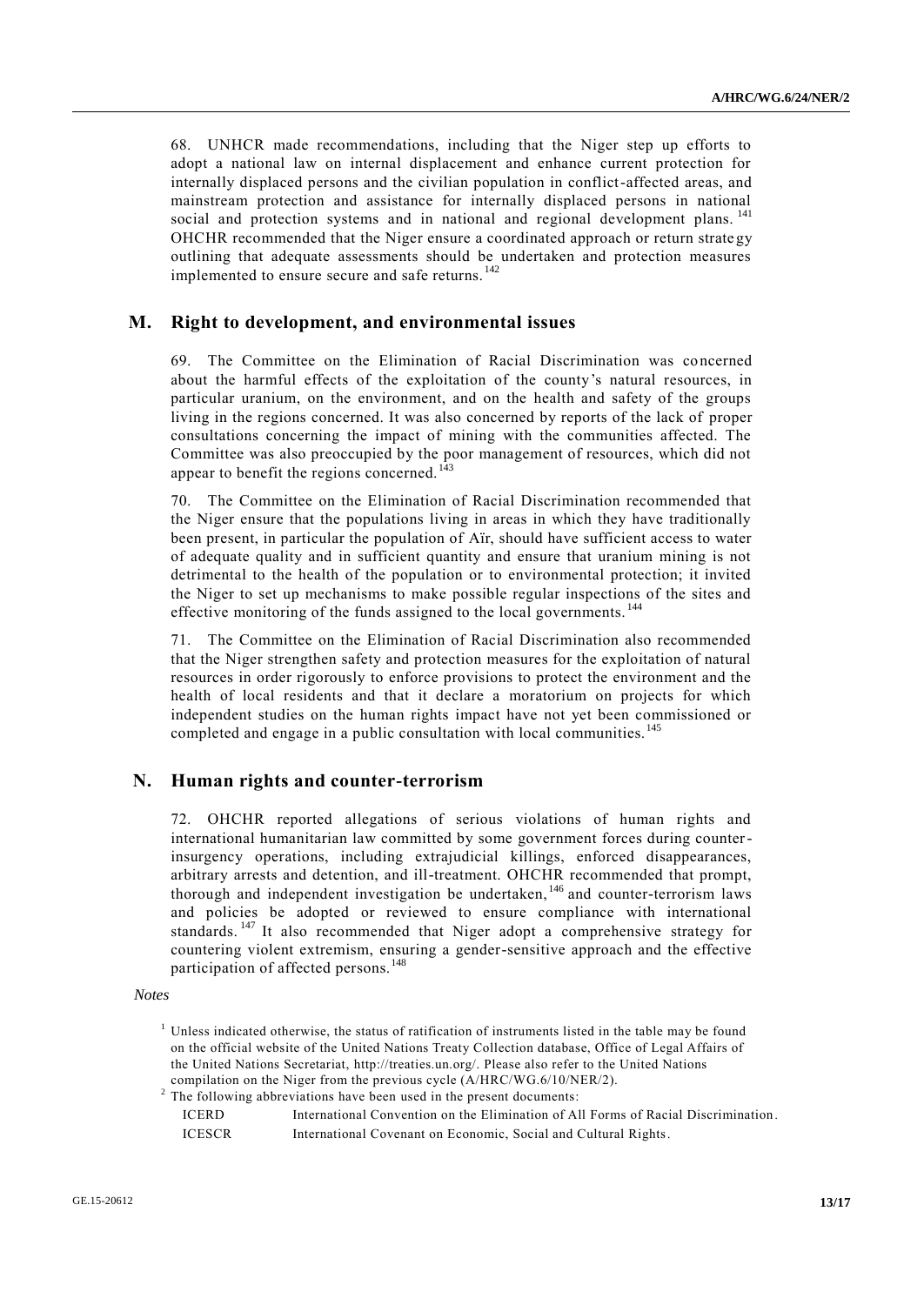68. UNHCR made recommendations, including that the Niger step up efforts to adopt a national law on internal displacement and enhance current protection for internally displaced persons and the civilian population in conflict-affected areas, and mainstream protection and assistance for internally displaced persons in national social and protection systems and in national and regional development plans.[141] OHCHR recommended that the Niger ensure a coordinated approach or return strategy outlining that adequate assessments should be undertaken and protection measures implemented to ensure secure and safe returns.[142]

## M. Right to development, and environmental issues

69. The Committee on the Elimination of Racial Discrimination was concerned about the harmful effects of the exploitation of the county's natural resources, in particular uranium, on the environment, and on the health and safety of the groups living in the regions concerned. It was also concerned by reports of the lack of proper consultations concerning the impact of mining with the communities affected. The Committee was also preoccupied by the poor management of resources, which did not appear to benefit the regions concerned.[143]

70. The Committee on the Elimination of Racial Discrimination recommended that the Niger ensure that the populations living in areas in which they have traditionally been present, in particular the population of Aïr, should have sufficient access to water of adequate quality and in sufficient quantity and ensure that uranium mining is not detrimental to the health of the population or to environmental protection; it invited the Niger to set up mechanisms to make possible regular inspections of the sites and effective monitoring of the funds assigned to the local governments.[144]

71. The Committee on the Elimination of Racial Discrimination also recommended that the Niger strengthen safety and protection measures for the exploitation of natural resources in order rigorously to enforce provisions to protect the environment and the health of local residents and that it declare a moratorium on projects for which independent studies on the human rights impact have not yet been commissioned or completed and engage in a public consultation with local communities.[145]

## N. Human rights and counter-terrorism

72. OHCHR reported allegations of serious violations of human rights and international humanitarian law committed by some government forces during counter-insurgency operations, including extrajudicial killings, enforced disappearances, arbitrary arrests and detention, and ill-treatment. OHCHR recommended that prompt, thorough and independent investigation be undertaken,[146] and counter-terrorism laws and policies be adopted or reviewed to ensure compliance with international standards.[147] It also recommended that Niger adopt a comprehensive strategy for countering violent extremism, ensuring a gender-sensitive approach and the effective participation of affected persons.[148]

*Notes*

[1] Unless indicated otherwise, the status of ratification of instruments listed in the table may be found on the official website of the United Nations Treaty Collection database, Office of Legal Affairs of the United Nations Secretariat, http://treaties.un.org/. Please also refer to the United Nations compilation on the Niger from the previous cycle (A/HRC/WG.6/10/NER/2).

[2] The following abbreviations have been used in the present documents:

| | |
|---|---|
| ICERD | International Convention on the Elimination of All Forms of Racial Discrimination. |
| ICESCR | International Covenant on Economic, Social and Cultural Rights. |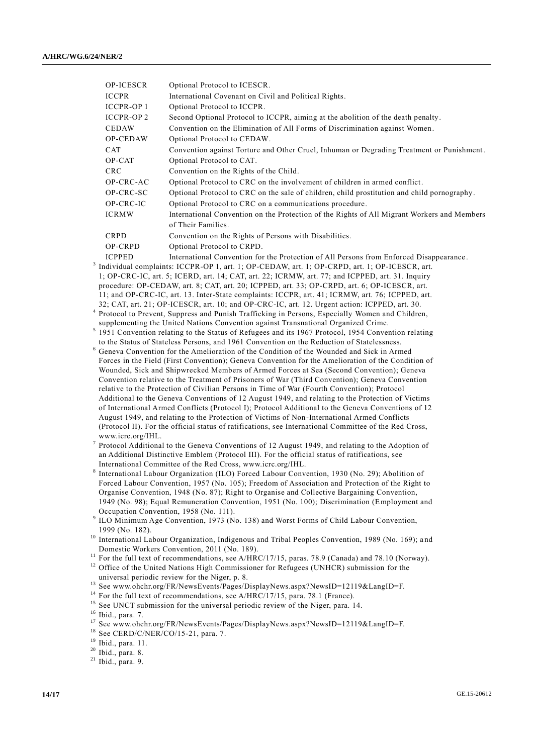| | |
|---|---|
| OP-ICESCR | Optional Protocol to ICESCR. |
| ICCPR | International Covenant on Civil and Political Rights. |
| ICCPR-OP 1 | Optional Protocol to ICCPR. |
| ICCPR-OP 2 | Second Optional Protocol to ICCPR, aiming at the abolition of the death penalty. |
| CEDAW | Convention on the Elimination of All Forms of Discrimination against Women. |
| OP-CEDAW | Optional Protocol to CEDAW. |
| CAT | Convention against Torture and Other Cruel, Inhuman or Degrading Treatment or Punishment. |
| OP-CAT | Optional Protocol to CAT. |
| CRC | Convention on the Rights of the Child. |
| OP-CRC-AC | Optional Protocol to CRC on the involvement of children in armed conflict. |
| OP-CRC-SC | Optional Protocol to CRC on the sale of children, child prostitution and child pornography. |
| OP-CRC-IC | Optional Protocol to CRC on a communications procedure. |
| ICRMW | International Convention on the Protection of the Rights of All Migrant Workers and Members of Their Families. |
| CRPD | Convention on the Rights of Persons with Disabilities. |
| OP-CRPD | Optional Protocol to CRPD. |
| ICPPED | International Convention for the Protection of All Persons from Enforced Disappearance. |

[3] Individual complaints: ICCPR-OP 1, art. 1; OP-CEDAW, art. 1; OP-CRPD, art. 1; OP-ICESCR, art. 1; OP-CRC-IC, art. 5; ICERD, art. 14; CAT, art. 22; ICRMW, art. 77; and ICPPED, art. 31. Inquiry procedure: OP-CEDAW, art. 8; CAT, art. 20; ICPPED, art. 33; OP-CRPD, art. 6; OP-ICESCR, art. 11; and OP-CRC-IC, art. 13. Inter-State complaints: ICCPR, art. 41; ICRMW, art. 76; ICPPED, art. 32; CAT, art. 21; OP-ICESCR, art. 10; and OP-CRC-IC, art. 12. Urgent action: ICPPED, art. 30.

[4] Protocol to Prevent, Suppress and Punish Trafficking in Persons, Especially Women and Children, supplementing the United Nations Convention against Transnational Organized Crime.

[5] 1951 Convention relating to the Status of Refugees and its 1967 Protocol, 1954 Convention relating to the Status of Stateless Persons, and 1961 Convention on the Reduction of Statelessness.

[6] Geneva Convention for the Amelioration of the Condition of the Wounded and Sick in Armed Forces in the Field (First Convention); Geneva Convention for the Amelioration of the Condition of Wounded, Sick and Shipwrecked Members of Armed Forces at Sea (Second Convention); Geneva Convention relative to the Treatment of Prisoners of War (Third Convention); Geneva Convention relative to the Protection of Civilian Persons in Time of War (Fourth Convention); Protocol Additional to the Geneva Conventions of 12 August 1949, and relating to the Protection of Victims of International Armed Conflicts (Protocol I); Protocol Additional to the Geneva Conventions of 12 August 1949, and relating to the Protection of Victims of Non-International Armed Conflicts (Protocol II). For the official status of ratifications, see International Committee of the Red Cross, www.icrc.org/IHL.

[7] Protocol Additional to the Geneva Conventions of 12 August 1949, and relating to the Adoption of an Additional Distinctive Emblem (Protocol III). For the official status of ratifications, see International Committee of the Red Cross, www.icrc.org/IHL.

[8] International Labour Organization (ILO) Forced Labour Convention, 1930 (No. 29); Abolition of Forced Labour Convention, 1957 (No. 105); Freedom of Association and Protection of the Right to Organise Convention, 1948 (No. 87); Right to Organise and Collective Bargaining Convention, 1949 (No. 98); Equal Remuneration Convention, 1951 (No. 100); Discrimination (Employment and Occupation Convention, 1958 (No. 111).

[9] ILO Minimum Age Convention, 1973 (No. 138) and Worst Forms of Child Labour Convention, 1999 (No. 182).

[10] International Labour Organization, Indigenous and Tribal Peoples Convention, 1989 (No. 169); and Domestic Workers Convention, 2011 (No. 189).

[11] For the full text of recommendations, see A/HRC/17/15, paras. 78.9 (Canada) and 78.10 (Norway).

[12] Office of the United Nations High Commissioner for Refugees (UNHCR) submission for the universal periodic review for the Niger, p. 8.

[13] See www.ohchr.org/FR/NewsEvents/Pages/DisplayNews.aspx?NewsID=12119&LangID=F.

[14] For the full text of recommendations, see A/HRC/17/15, para. 78.1 (France).

[15] See UNCT submission for the universal periodic review of the Niger, para. 14.

[16] Ibid., para. 7.

[17] See www.ohchr.org/FR/NewsEvents/Pages/DisplayNews.aspx?NewsID=12119&LangID=F.

[18] See CERD/C/NER/CO/15-21, para. 7.

[19] Ibid., para. 11.

[20] Ibid., para. 8.

[21] Ibid., para. 9.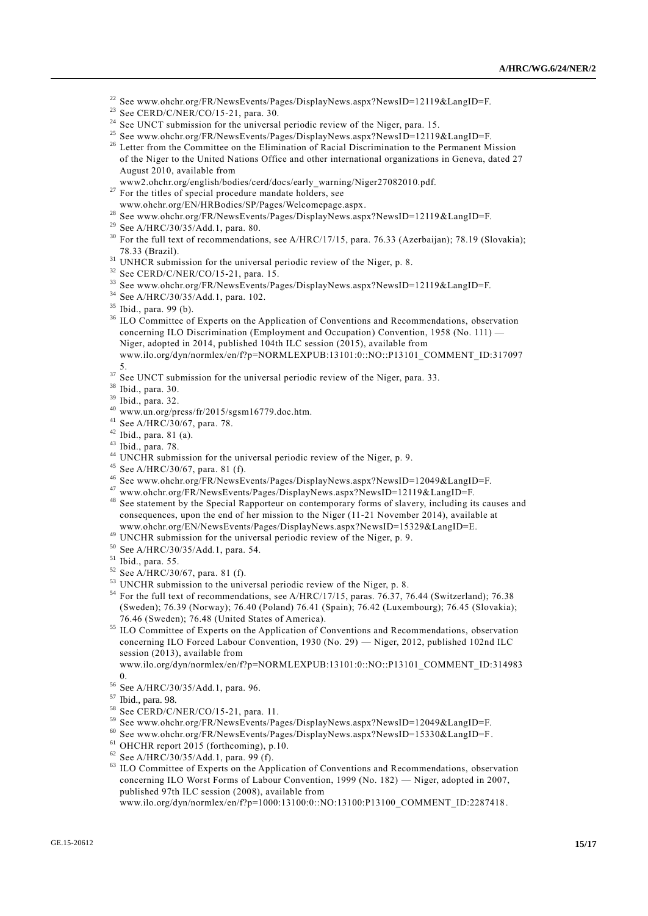[22] See www.ohchr.org/FR/NewsEvents/Pages/DisplayNews.aspx?NewsID=12119&LangID=F.

[23] See CERD/C/NER/CO/15-21, para. 30.

[24] See UNCT submission for the universal periodic review of the Niger, para. 15.

[25] See www.ohchr.org/FR/NewsEvents/Pages/DisplayNews.aspx?NewsID=12119&LangID=F.

[26] Letter from the Committee on the Elimination of Racial Discrimination to the Permanent Mission of the Niger to the United Nations Office and other international organizations in Geneva, dated 27 August 2010, available from www2.ohchr.org/english/bodies/cerd/docs/early_warning/Niger27082010.pdf.

[27] For the titles of special procedure mandate holders, see www.ohchr.org/EN/HRBodies/SP/Pages/Welcomepage.aspx.

[28] See www.ohchr.org/FR/NewsEvents/Pages/DisplayNews.aspx?NewsID=12119&LangID=F.

[29] See A/HRC/30/35/Add.1, para. 80.

[30] For the full text of recommendations, see A/HRC/17/15, para. 76.33 (Azerbaijan); 78.19 (Slovakia); 78.33 (Brazil).

[31] UNHCR submission for the universal periodic review of the Niger, p. 8.

[32] See CERD/C/NER/CO/15-21, para. 15.

[33] See www.ohchr.org/FR/NewsEvents/Pages/DisplayNews.aspx?NewsID=12119&LangID=F.

[34] See A/HRC/30/35/Add.1, para. 102.

[35] Ibid., para. 99 (b).

[36] ILO Committee of Experts on the Application of Conventions and Recommendations, observation concerning ILO Discrimination (Employment and Occupation) Convention, 1958 (No. 111) — Niger, adopted in 2014, published 104th ILC session (2015), available from www.ilo.org/dyn/normlex/en/f?p=NORMLEXPUB:13101:0::NO::P13101_COMMENT_ID:3170975.

[37] See UNCT submission for the universal periodic review of the Niger, para. 33.

[38] Ibid., para. 30.

[39] Ibid., para. 32.

[40] www.un.org/press/fr/2015/sgsm16779.doc.htm.

[41] See A/HRC/30/67, para. 78.

[42] Ibid., para. 81 (a).

[43] Ibid., para. 78.

[44] UNCHR submission for the universal periodic review of the Niger, p. 9.

[45] See A/HRC/30/67, para. 81 (f).

[46] See www.ohchr.org/FR/NewsEvents/Pages/DisplayNews.aspx?NewsID=12049&LangID=F.

[47] www.ohchr.org/FR/NewsEvents/Pages/DisplayNews.aspx?NewsID=12119&LangID=F.

[48] See statement by the Special Rapporteur on contemporary forms of slavery, including its causes and consequences, upon the end of her mission to the Niger (11-21 November 2014), available at www.ohchr.org/EN/NewsEvents/Pages/DisplayNews.aspx?NewsID=15329&LangID=E.

[49] UNCHR submission for the universal periodic review of the Niger, p. 9.

[50] See A/HRC/30/35/Add.1, para. 54.

[51] Ibid., para. 55.

[52] See A/HRC/30/67, para. 81 (f).

[53] UNCHR submission to the universal periodic review of the Niger, p. 8.

[54] For the full text of recommendations, see A/HRC/17/15, paras. 76.37, 76.44 (Switzerland); 76.38 (Sweden); 76.39 (Norway); 76.40 (Poland) 76.41 (Spain); 76.42 (Luxembourg); 76.45 (Slovakia); 76.46 (Sweden); 76.48 (United States of America).

[55] ILO Committee of Experts on the Application of Conventions and Recommendations, observation concerning ILO Forced Labour Convention, 1930 (No. 29) — Niger, 2012, published 102nd ILC session (2013), available from www.ilo.org/dyn/normlex/en/f?p=NORMLEXPUB:13101:0::NO::P13101_COMMENT_ID:3149830.

[56] See A/HRC/30/35/Add.1, para. 96.

[57] Ibid., para. 98.

[58] See CERD/C/NER/CO/15-21, para. 11.

[59] See www.ohchr.org/FR/NewsEvents/Pages/DisplayNews.aspx?NewsID=12049&LangID=F.

[60] See www.ohchr.org/FR/NewsEvents/Pages/DisplayNews.aspx?NewsID=15330&LangID=F.

[61] OHCHR report 2015 (forthcoming), p.10.

[62] See A/HRC/30/35/Add.1, para. 99 (f).

[63] ILO Committee of Experts on the Application of Conventions and Recommendations, observation concerning ILO Worst Forms of Labour Convention, 1999 (No. 182) — Niger, adopted in 2007, published 97th ILC session (2008), available from www.ilo.org/dyn/normlex/en/f?p=1000:13100:0::NO:13100:P13100_COMMENT_ID:2287418.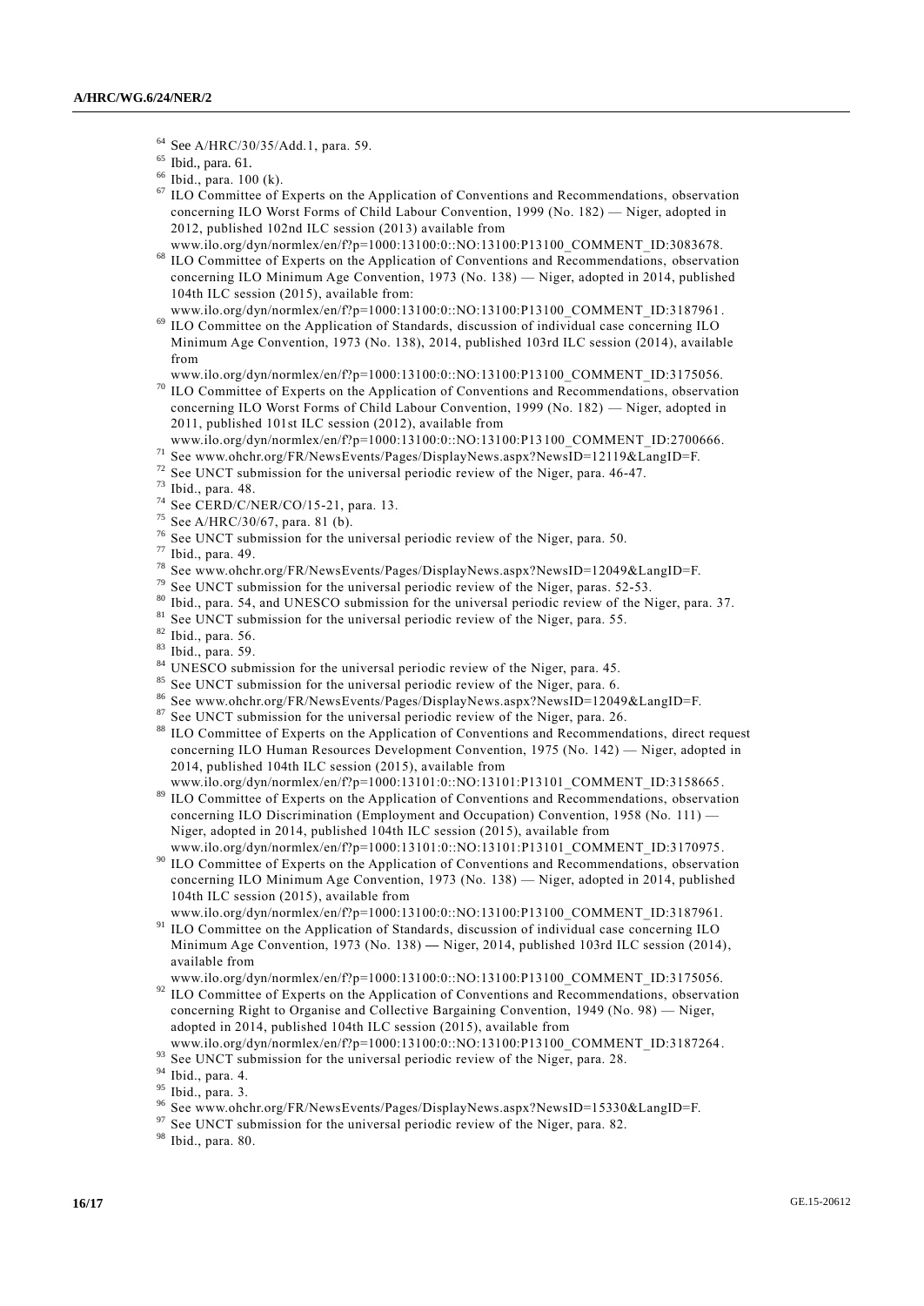[64] See A/HRC/30/35/Add.1, para. 59.

[65] Ibid., para. 61.

[66] Ibid., para. 100 (k).

[67] ILO Committee of Experts on the Application of Conventions and Recommendations, observation concerning ILO Worst Forms of Child Labour Convention, 1999 (No. 182) — Niger, adopted in 2012, published 102nd ILC session (2013) available from www.ilo.org/dyn/normlex/en/f?p=1000:13100:0::NO:13100:P13100_COMMENT_ID:3083678.

[68] ILO Committee of Experts on the Application of Conventions and Recommendations, observation concerning ILO Minimum Age Convention, 1973 (No. 138) — Niger, adopted in 2014, published 104th ILC session (2015), available from: www.ilo.org/dyn/normlex/en/f?p=1000:13100:0::NO:13100:P13100_COMMENT_ID:3187961.

[69] ILO Committee on the Application of Standards, discussion of individual case concerning ILO Minimum Age Convention, 1973 (No. 138), 2014, published 103rd ILC session (2014), available from www.ilo.org/dyn/normlex/en/f?p=1000:13100:0::NO:13100:P13100_COMMENT_ID:3175056.

[70] ILO Committee of Experts on the Application of Conventions and Recommendations, observation concerning ILO Worst Forms of Child Labour Convention, 1999 (No. 182) — Niger, adopted in 2011, published 101st ILC session (2012), available from www.ilo.org/dyn/normlex/en/f?p=1000:13100:0::NO:13100:P13100_COMMENT_ID:2700666.

[71] See www.ohchr.org/FR/NewsEvents/Pages/DisplayNews.aspx?NewsID=12119&LangID=F.

[72] See UNCT submission for the universal periodic review of the Niger, para. 46-47.

[73] Ibid., para. 48.

[74] See CERD/C/NER/CO/15-21, para. 13.

[75] See A/HRC/30/67, para. 81 (b).

[76] See UNCT submission for the universal periodic review of the Niger, para. 50.

[77] Ibid., para. 49.

[78] See www.ohchr.org/FR/NewsEvents/Pages/DisplayNews.aspx?NewsID=12049&LangID=F.

[79] See UNCT submission for the universal periodic review of the Niger, paras. 52-53.

[80] Ibid., para. 54, and UNESCO submission for the universal periodic review of the Niger, para. 37.

[81] See UNCT submission for the universal periodic review of the Niger, para. 55.

[82] Ibid., para. 56.

[83] Ibid., para. 59.

[84] UNESCO submission for the universal periodic review of the Niger, para. 45.

[85] See UNCT submission for the universal periodic review of the Niger, para. 6.

[86] See www.ohchr.org/FR/NewsEvents/Pages/DisplayNews.aspx?NewsID=12049&LangID=F.

[87] See UNCT submission for the universal periodic review of the Niger, para. 26.

[88] ILO Committee of Experts on the Application of Conventions and Recommendations, direct request concerning ILO Human Resources Development Convention, 1975 (No. 142) — Niger, adopted in 2014, published 104th ILC session (2015), available from www.ilo.org/dyn/normlex/en/f?p=1000:13101:0::NO:13101:P13101_COMMENT_ID:3158665.

[89] ILO Committee of Experts on the Application of Conventions and Recommendations, observation concerning ILO Discrimination (Employment and Occupation) Convention, 1958 (No. 111) — Niger, adopted in 2014, published 104th ILC session (2015), available from www.ilo.org/dyn/normlex/en/f?p=1000:13101:0::NO:13101:P13101_COMMENT_ID:3170975.

[90] ILO Committee of Experts on the Application of Conventions and Recommendations, observation concerning ILO Minimum Age Convention, 1973 (No. 138) — Niger, adopted in 2014, published 104th ILC session (2015), available from www.ilo.org/dyn/normlex/en/f?p=1000:13100:0::NO:13100:P13100_COMMENT_ID:3187961.

[91] ILO Committee on the Application of Standards, discussion of individual case concerning ILO Minimum Age Convention, 1973 (No. 138) — Niger, 2014, published 103rd ILC session (2014), available from www.ilo.org/dyn/normlex/en/f?p=1000:13100:0::NO:13100:P13100_COMMENT_ID:3175056.

[92] ILO Committee of Experts on the Application of Conventions and Recommendations, observation concerning Right to Organise and Collective Bargaining Convention, 1949 (No. 98) — Niger, adopted in 2014, published 104th ILC session (2015), available from www.ilo.org/dyn/normlex/en/f?p=1000:13100:0::NO:13100:P13100_COMMENT_ID:3187264.

[93] See UNCT submission for the universal periodic review of the Niger, para. 28.

[94] Ibid., para. 4.

[95] Ibid., para. 3.

[96] See www.ohchr.org/FR/NewsEvents/Pages/DisplayNews.aspx?NewsID=15330&LangID=F.

[97] See UNCT submission for the universal periodic review of the Niger, para. 82.

[98] Ibid., para. 80.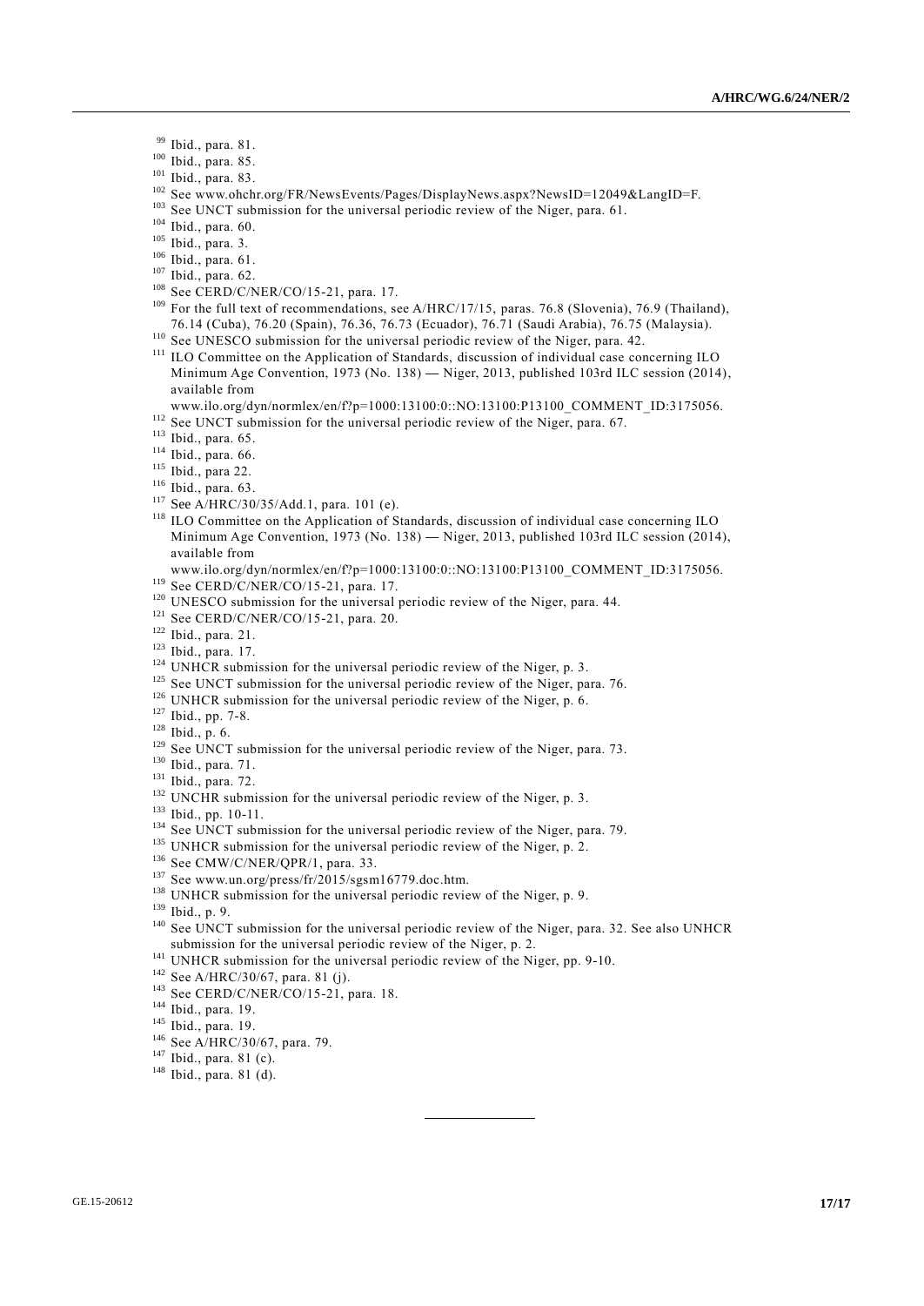[99] Ibid., para. 81.
[100] Ibid., para. 85.
[101] Ibid., para. 83.
[102] See www.ohchr.org/FR/NewsEvents/Pages/DisplayNews.aspx?NewsID=12049&LangID=F.
[103] See UNCT submission for the universal periodic review of the Niger, para. 61.
[104] Ibid., para. 60.
[105] Ibid., para. 3.
[106] Ibid., para. 61.
[107] Ibid., para. 62.
[108] See CERD/C/NER/CO/15-21, para. 17.
[109] For the full text of recommendations, see A/HRC/17/15, paras. 76.8 (Slovenia), 76.9 (Thailand), 76.14 (Cuba), 76.20 (Spain), 76.36, 76.73 (Ecuador), 76.71 (Saudi Arabia), 76.75 (Malaysia).
[110] See UNESCO submission for the universal periodic review of the Niger, para. 42.
[111] ILO Committee on the Application of Standards, discussion of individual case concerning ILO Minimum Age Convention, 1973 (No. 138) — Niger, 2013, published 103rd ILC session (2014), available from www.ilo.org/dyn/normlex/en/f?p=1000:13100:0::NO:13100:P13100_COMMENT_ID:3175056.
[112] See UNCT submission for the universal periodic review of the Niger, para. 67.
[113] Ibid., para. 65.
[114] Ibid., para. 66.
[115] Ibid., para 22.
[116] Ibid., para. 63.
[117] See A/HRC/30/35/Add.1, para. 101 (e).
[118] ILO Committee on the Application of Standards, discussion of individual case concerning ILO Minimum Age Convention, 1973 (No. 138) — Niger, 2013, published 103rd ILC session (2014), available from www.ilo.org/dyn/normlex/en/f?p=1000:13100:0::NO:13100:P13100_COMMENT_ID:3175056.
[119] See CERD/C/NER/CO/15-21, para. 17.
[120] UNESCO submission for the universal periodic review of the Niger, para. 44.
[121] See CERD/C/NER/CO/15-21, para. 20.
[122] Ibid., para. 21.
[123] Ibid., para. 17.
[124] UNHCR submission for the universal periodic review of the Niger, p. 3.
[125] See UNCT submission for the universal periodic review of the Niger, para. 76.
[126] UNHCR submission for the universal periodic review of the Niger, p. 6.
[127] Ibid., pp. 7-8.
[128] Ibid., p. 6.
[129] See UNCT submission for the universal periodic review of the Niger, para. 73.
[130] Ibid., para. 71.
[131] Ibid., para. 72.
[132] UNCHR submission for the universal periodic review of the Niger, p. 3.
[133] Ibid., pp. 10-11.
[134] See UNCT submission for the universal periodic review of the Niger, para. 79.
[135] UNHCR submission for the universal periodic review of the Niger, p. 2.
[136] See CMW/C/NER/QPR/1, para. 33.
[137] See www.un.org/press/fr/2015/sgsm16779.doc.htm.
[138] UNHCR submission for the universal periodic review of the Niger, p. 9.
[139] Ibid., p. 9.
[140] See UNCT submission for the universal periodic review of the Niger, para. 32. See also UNHCR submission for the universal periodic review of the Niger, p. 2.
[141] UNHCR submission for the universal periodic review of the Niger, pp. 9-10.
[142] See A/HRC/30/67, para. 81 (j).
[143] See CERD/C/NER/CO/15-21, para. 18.
[144] Ibid., para. 19.
[145] Ibid., para. 19.
[146] See A/HRC/30/67, para. 79.
[147] Ibid., para. 81 (c).
[148] Ibid., para. 81 (d).